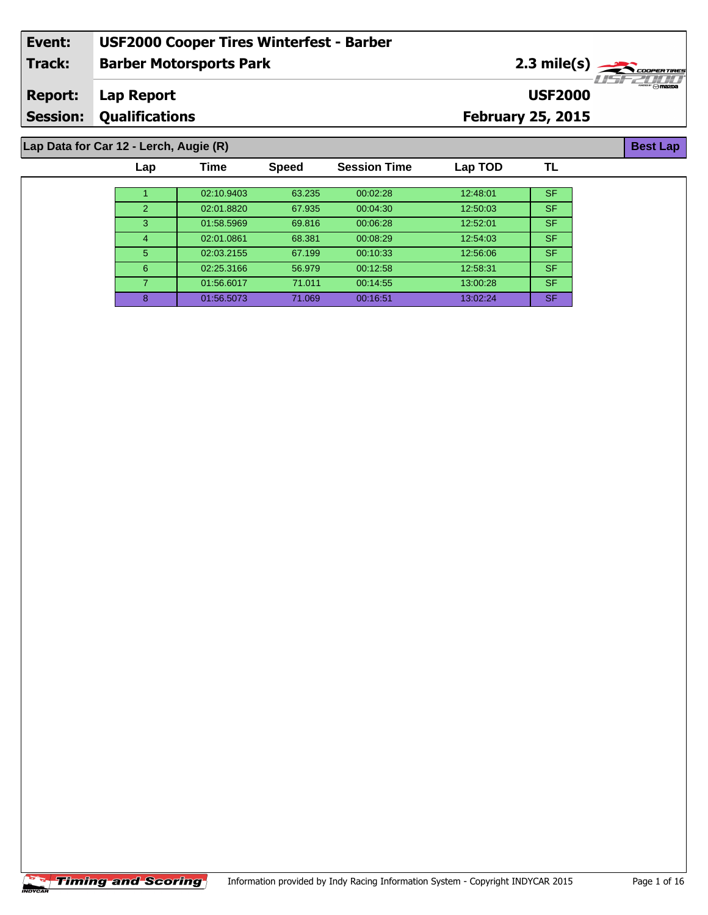| | |
|---|---|
| **Event:** | **USF2000 Cooper Tires Winterfest - Barber** |
| **Track:** | **Barber Motorsports Park** |
| **Report:** | **Lap Report** |
| **Session:** | **Qualifications** |

**2.3 mile(s)**

**USF2000**

**February 25, 2015**

**Lap Data for Car 12 - Lerch, Augie (R)** — **Best Lap**

| Lap | Time | Speed | Session Time | Lap TOD | TL |
|---|---|---|---|---|---|
| 1 | 02:10.9403 | 63.235 | 00:02:28 | 12:48:01 | SF |
| 2 | 02:01.8820 | 67.935 | 00:04:30 | 12:50:03 | SF |
| 3 | 01:58.5969 | 69.816 | 00:06:28 | 12:52:01 | SF |
| 4 | 02:01.0861 | 68.381 | 00:08:29 | 12:54:03 | SF |
| 5 | 02:03.2155 | 67.199 | 00:10:33 | 12:56:06 | SF |
| 6 | 02:25.3166 | 56.979 | 00:12:58 | 12:58:31 | SF |
| 7 | 01:56.6017 | 71.011 | 00:14:55 | 13:00:28 | SF |
| 8 | 01:56.5073 | 71.069 | 00:16:51 | 13:02:24 | SF |

Timing and Scoring

Information provided by Indy Racing Information System - Copyright INDYCAR 2015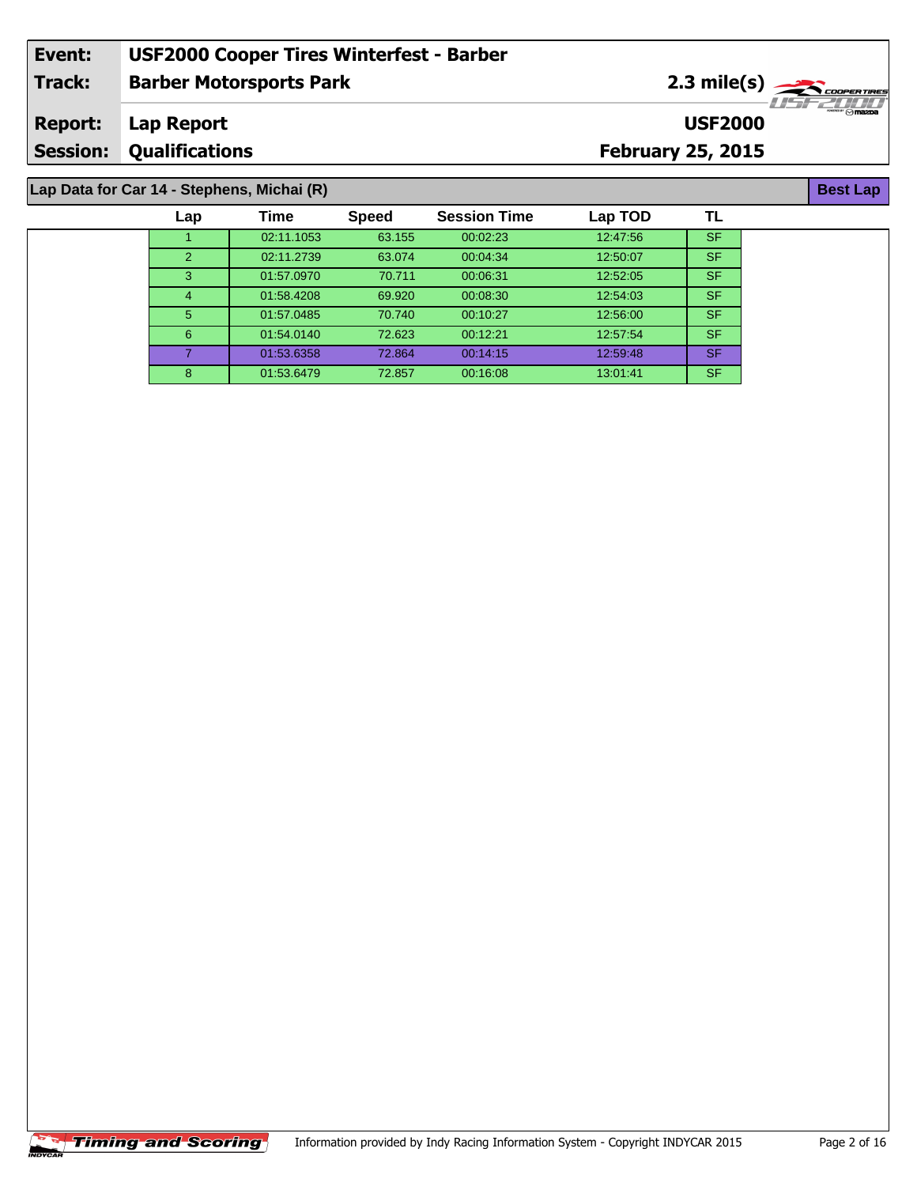| | |
|---|---|
| **Event:** | **USF2000 Cooper Tires Winterfest - Barber** |
| **Track:** | **Barber Motorsports Park** — **2.3 mile(s)** |
| **Report:** | **Lap Report** — **USF2000** |
| **Session:** | **Qualifications** — **February 25, 2015** |

## Lap Data for Car 14 - Stephens, Michai (R)

**Best Lap**

| Lap | Time | Speed | Session Time | Lap TOD | TL |
|---|---|---|---|---|---|
| 1 | 02:11.1053 | 63.155 | 00:02:23 | 12:47:56 | SF |
| 2 | 02:11.2739 | 63.074 | 00:04:34 | 12:50:07 | SF |
| 3 | 01:57.0970 | 70.711 | 00:06:31 | 12:52:05 | SF |
| 4 | 01:58.4208 | 69.920 | 00:08:30 | 12:54:03 | SF |
| 5 | 01:57.0485 | 70.740 | 00:10:27 | 12:56:00 | SF |
| 6 | 01:54.0140 | 72.623 | 00:12:21 | 12:57:54 | SF |
| 7 | 01:53.6358 | 72.864 | 00:14:15 | 12:59:48 | SF |
| 8 | 01:53.6479 | 72.857 | 00:16:08 | 13:01:41 | SF |

Timing and Scoring — Information provided by Indy Racing Information System - Copyright INDYCAR 2015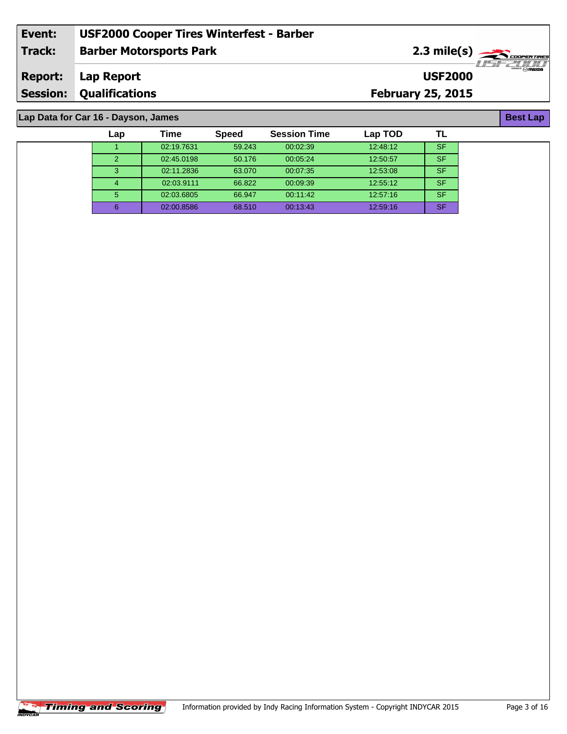| Event: | USF2000 Cooper Tires Winterfest - Barber | |
|---|---|---|
| Track: | Barber Motorsports Park | 2.3 mile(s) |
| Report: | Lap Report | USF2000 |
| Session: | Qualifications | February 25, 2015 |

## Lap Data for Car 16 - Dayson, James

**Best Lap**

| Lap | Time | Speed | Session Time | Lap TOD | TL |
|---|---|---|---|---|---|
| 1 | 02:19.7631 | 59.243 | 00:02:39 | 12:48:12 | SF |
| 2 | 02:45.0198 | 50.176 | 00:05:24 | 12:50:57 | SF |
| 3 | 02:11.2836 | 63.070 | 00:07:35 | 12:53:08 | SF |
| 4 | 02:03.9111 | 66.822 | 00:09:39 | 12:55:12 | SF |
| 5 | 02:03.6805 | 66.947 | 00:11:42 | 12:57:16 | SF |
| 6 | 02:00.8586 | 68.510 | 00:13:43 | 12:59:16 | SF |

Timing and Scoring

Information provided by Indy Racing Information System - Copyright INDYCAR 2015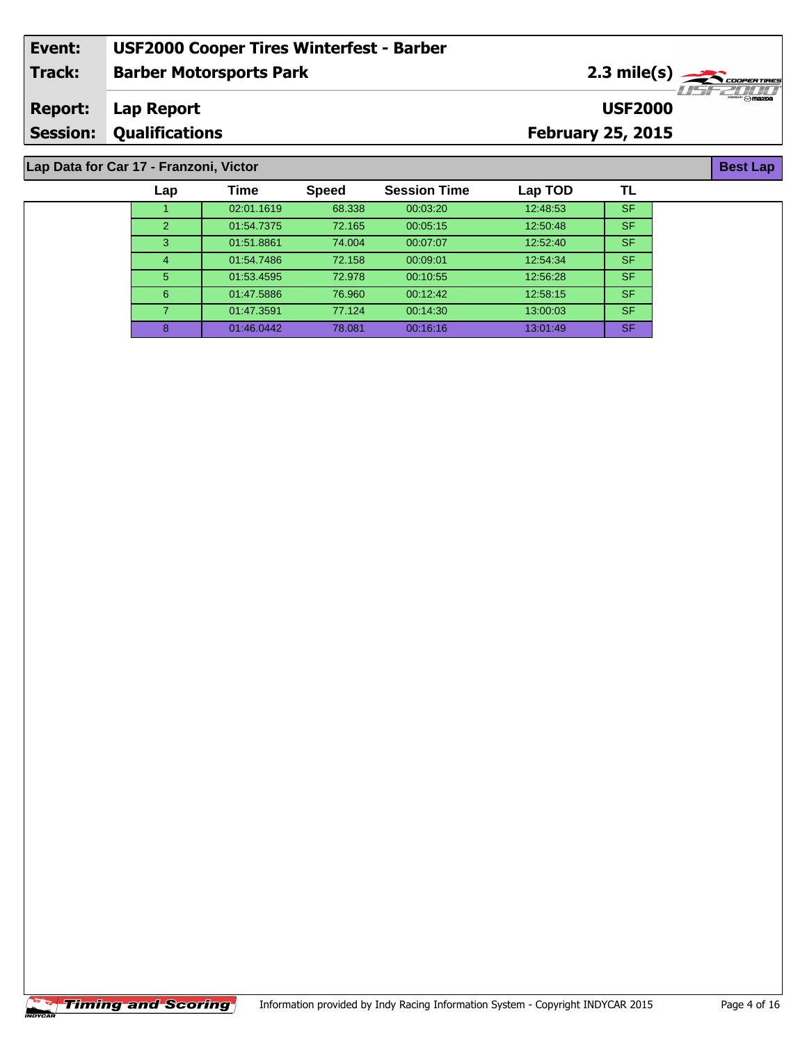| Event: | USF2000 Cooper Tires Winterfest - Barber | |
|---|---|---|
| Track: | Barber Motorsports Park | 2.3 mile(s) |
| Report: | Lap Report | USF2000 |
| Session: | Qualifications | February 25, 2015 |

## Lap Data for Car 17 - Franzoni, Victor

**Best Lap**

| Lap | Time | Speed | Session Time | Lap TOD | TL |
|---|---|---|---|---|---|
| 1 | 02:01.1619 | 68.338 | 00:03:20 | 12:48:53 | SF |
| 2 | 01:54.7375 | 72.165 | 00:05:15 | 12:50:48 | SF |
| 3 | 01:51.8861 | 74.004 | 00:07:07 | 12:52:40 | SF |
| 4 | 01:54.7486 | 72.158 | 00:09:01 | 12:54:34 | SF |
| 5 | 01:53.4595 | 72.978 | 00:10:55 | 12:56:28 | SF |
| 6 | 01:47.5886 | 76.960 | 00:12:42 | 12:58:15 | SF |
| 7 | 01:47.3591 | 77.124 | 00:14:30 | 13:00:03 | SF |
| 8 | 01:46.0442 | 78.081 | 00:16:16 | 13:01:49 | SF |

Timing and Scoring

Information provided by Indy Racing Information System - Copyright INDYCAR 2015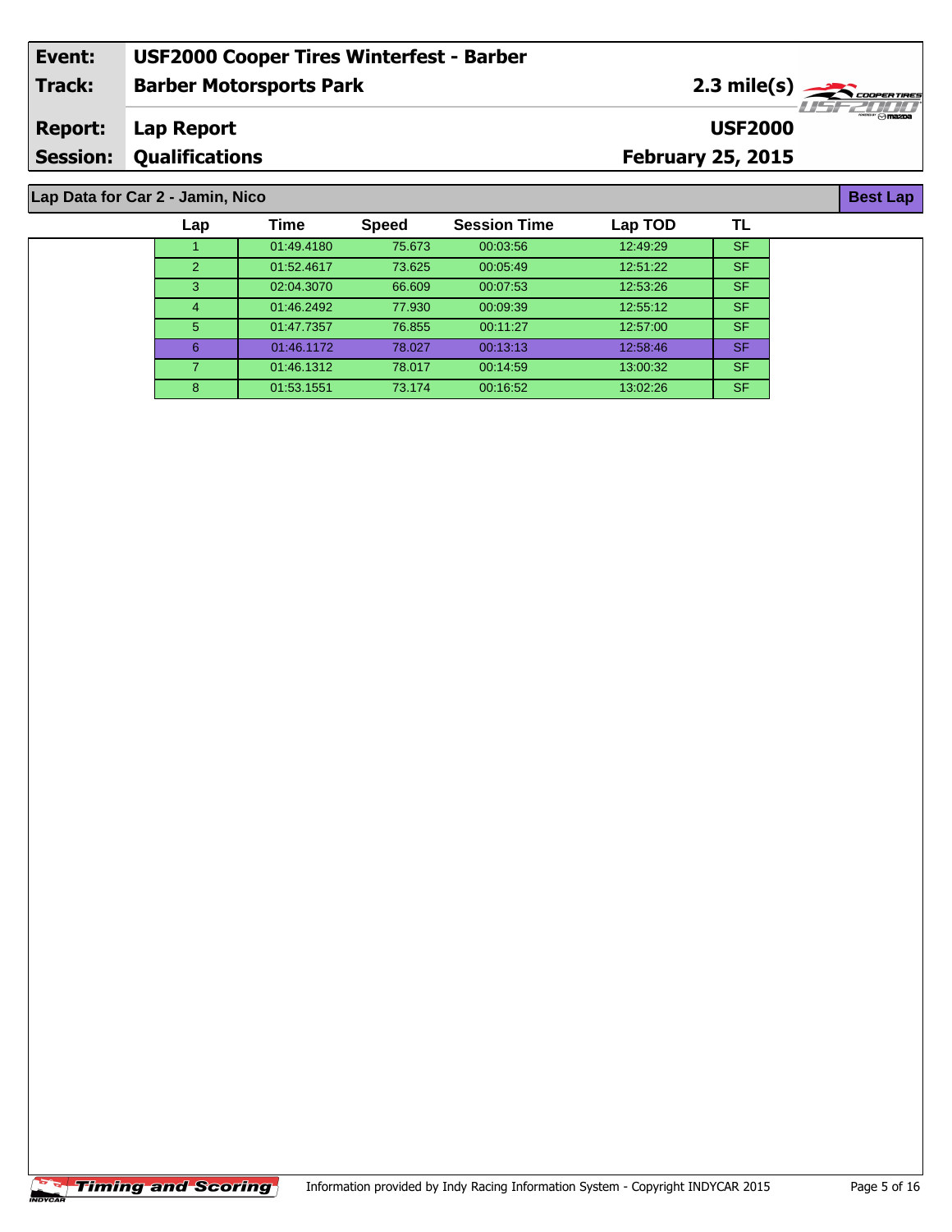| Event: | USF2000 Cooper Tires Winterfest - Barber |
|---|---|
| Track: | Barber Motorsports Park — 2.3 mile(s) |
| Report: | Lap Report — USF2000 |
| Session: | Qualifications — February 25, 2015 |

## Lap Data for Car 2 - Jamin, Nico

**Best Lap**

| Lap | Time | Speed | Session Time | Lap TOD | TL |
|---|---|---|---|---|---|
| 1 | 01:49.4180 | 75.673 | 00:03:56 | 12:49:29 | SF |
| 2 | 01:52.4617 | 73.625 | 00:05:49 | 12:51:22 | SF |
| 3 | 02:04.3070 | 66.609 | 00:07:53 | 12:53:26 | SF |
| 4 | 01:46.2492 | 77.930 | 00:09:39 | 12:55:12 | SF |
| 5 | 01:47.7357 | 76.855 | 00:11:27 | 12:57:00 | SF |
| 6 | 01:46.1172 | 78.027 | 00:13:13 | 12:58:46 | SF |
| 7 | 01:46.1312 | 78.017 | 00:14:59 | 13:00:32 | SF |
| 8 | 01:53.1551 | 73.174 | 00:16:52 | 13:02:26 | SF |

Timing and Scoring — Information provided by Indy Racing Information System - Copyright INDYCAR 2015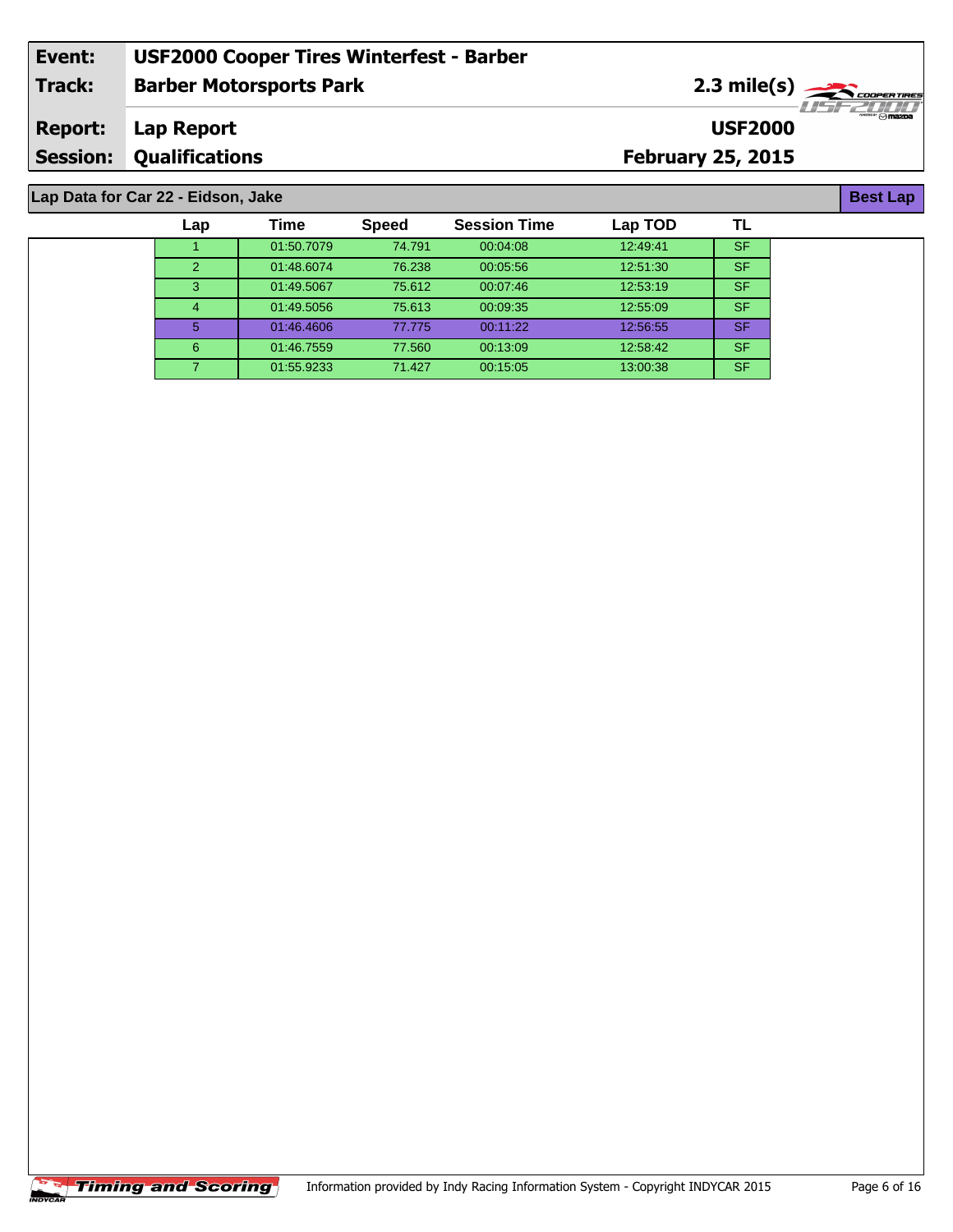| Event: | USF2000 Cooper Tires Winterfest - Barber | |
|---|---|---|
| Track: | Barber Motorsports Park | 2.3 mile(s) |
| Report: | Lap Report | USF2000 |
| Session: | Qualifications | February 25, 2015 |

## Lap Data for Car 22 - Eidson, Jake

**Best Lap**

| Lap | Time | Speed | Session Time | Lap TOD | TL |
|---|---|---|---|---|---|
| 1 | 01:50.7079 | 74.791 | 00:04:08 | 12:49:41 | SF |
| 2 | 01:48.6074 | 76.238 | 00:05:56 | 12:51:30 | SF |
| 3 | 01:49.5067 | 75.612 | 00:07:46 | 12:53:19 | SF |
| 4 | 01:49.5056 | 75.613 | 00:09:35 | 12:55:09 | SF |
| 5 | 01:46.4606 | 77.775 | 00:11:22 | 12:56:55 | SF |
| 6 | 01:46.7559 | 77.560 | 00:13:09 | 12:58:42 | SF |
| 7 | 01:55.9233 | 71.427 | 00:15:05 | 13:00:38 | SF |

Timing and Scoring

Information provided by Indy Racing Information System - Copyright INDYCAR 2015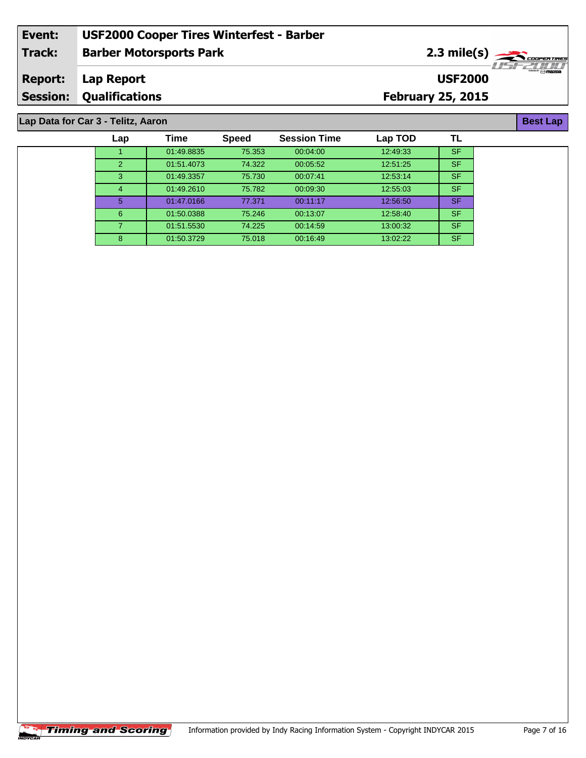| | |
|---|---|
| **Event:** | **USF2000 Cooper Tires Winterfest - Barber** |
| **Track:** | **Barber Motorsports Park** — **2.3 mile(s)** |
| **Report:** | **Lap Report** — **USF2000** |
| **Session:** | **Qualifications** — **February 25, 2015** |

## Lap Data for Car 3 - Telitz, Aaron

**Best Lap**

| Lap | Time | Speed | Session Time | Lap TOD | TL |
|---|---|---|---|---|---|
| 1 | 01:49.8835 | 75.353 | 00:04:00 | 12:49:33 | SF |
| 2 | 01:51.4073 | 74.322 | 00:05:52 | 12:51:25 | SF |
| 3 | 01:49.3357 | 75.730 | 00:07:41 | 12:53:14 | SF |
| 4 | 01:49.2610 | 75.782 | 00:09:30 | 12:55:03 | SF |
| 5 | 01:47.0166 | 77.371 | 00:11:17 | 12:56:50 | SF |
| 6 | 01:50.0388 | 75.246 | 00:13:07 | 12:58:40 | SF |
| 7 | 01:51.5530 | 74.225 | 00:14:59 | 13:00:32 | SF |
| 8 | 01:50.3729 | 75.018 | 00:16:49 | 13:02:22 | SF |

Timing and Scoring — Information provided by Indy Racing Information System - Copyright INDYCAR 2015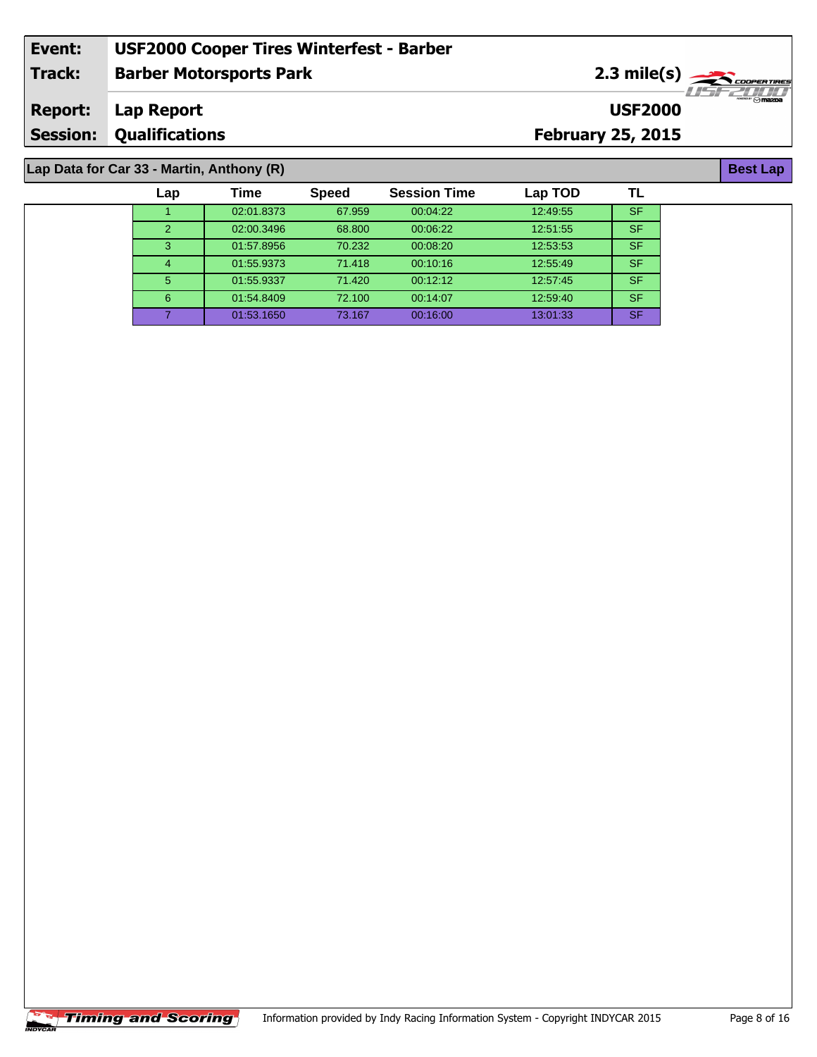| | |
|---|---|
| **Event:** | **USF2000 Cooper Tires Winterfest - Barber** |
| **Track:** | **Barber Motorsports Park** — **2.3 mile(s)** |
| **Report:** | **Lap Report** — **USF2000** |
| **Session:** | **Qualifications** — **February 25, 2015** |

**Lap Data for Car 33 - Martin, Anthony (R)** — **Best Lap**

| Lap | Time | Speed | Session Time | Lap TOD | TL |
|---|---|---|---|---|---|
| 1 | 02:01.8373 | 67.959 | 00:04:22 | 12:49:55 | SF |
| 2 | 02:00.3496 | 68.800 | 00:06:22 | 12:51:55 | SF |
| 3 | 01:57.8956 | 70.232 | 00:08:20 | 12:53:53 | SF |
| 4 | 01:55.9373 | 71.418 | 00:10:16 | 12:55:49 | SF |
| 5 | 01:55.9337 | 71.420 | 00:12:12 | 12:57:45 | SF |
| 6 | 01:54.8409 | 72.100 | 00:14:07 | 12:59:40 | SF |
| 7 | 01:53.1650 | 73.167 | 00:16:00 | 13:01:33 | SF |

Timing and Scoring — Information provided by Indy Racing Information System - Copyright INDYCAR 2015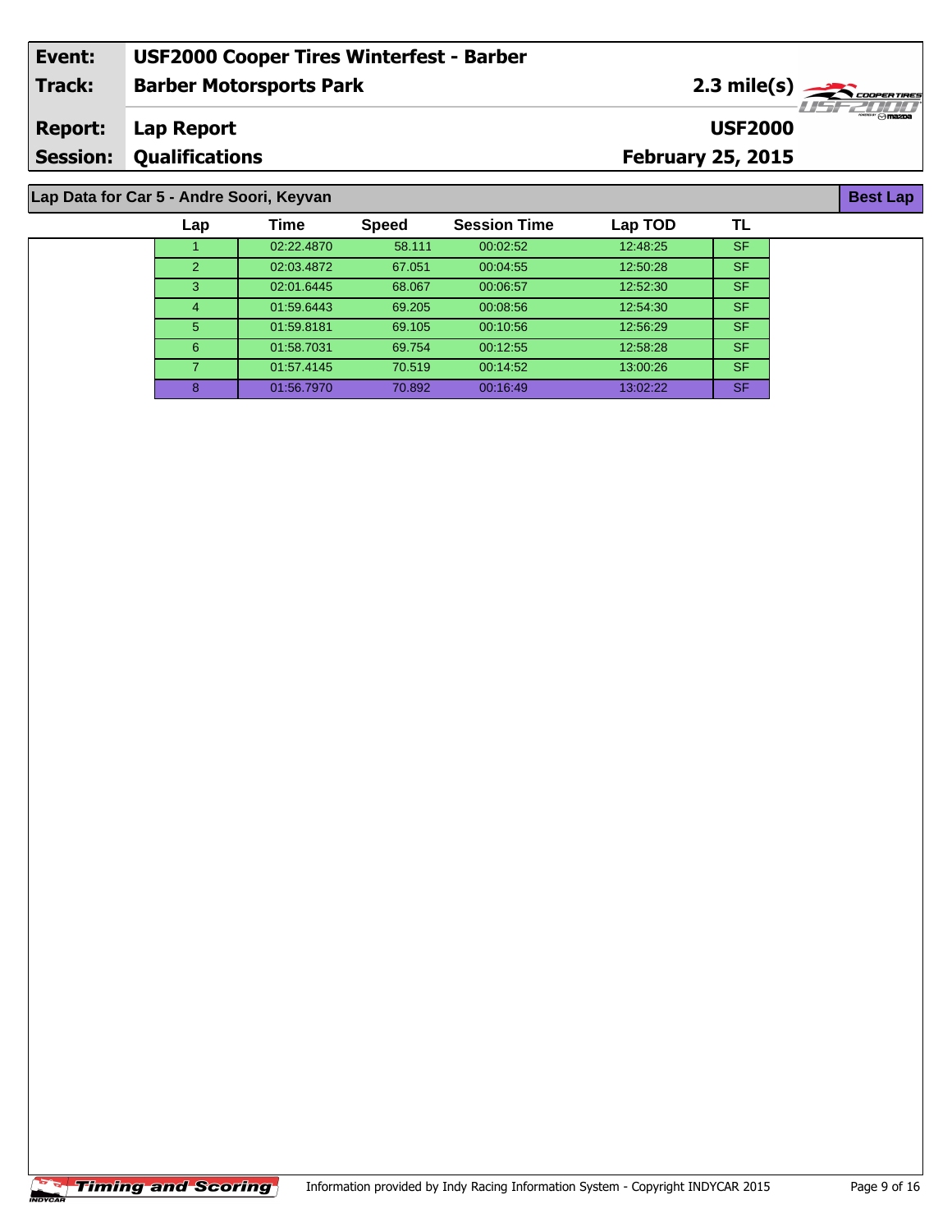| Event: | USF2000 Cooper Tires Winterfest - Barber | |
|---|---|---|
| Track: | Barber Motorsports Park | 2.3 mile(s) |
| Report: | Lap Report | USF2000 |
| Session: | Qualifications | February 25, 2015 |

## Lap Data for Car 5 - Andre Soori, Keyvan

**Best Lap**

| Lap | Time | Speed | Session Time | Lap TOD | TL |
|---|---|---|---|---|---|
| 1 | 02:22.4870 | 58.111 | 00:02:52 | 12:48:25 | SF |
| 2 | 02:03.4872 | 67.051 | 00:04:55 | 12:50:28 | SF |
| 3 | 02:01.6445 | 68.067 | 00:06:57 | 12:52:30 | SF |
| 4 | 01:59.6443 | 69.205 | 00:08:56 | 12:54:30 | SF |
| 5 | 01:59.8181 | 69.105 | 00:10:56 | 12:56:29 | SF |
| 6 | 01:58.7031 | 69.754 | 00:12:55 | 12:58:28 | SF |
| 7 | 01:57.4145 | 70.519 | 00:14:52 | 13:00:26 | SF |
| 8 | 01:56.7970 | 70.892 | 00:16:49 | 13:02:22 | SF |

Timing and Scoring

Information provided by Indy Racing Information System - Copyright INDYCAR 2015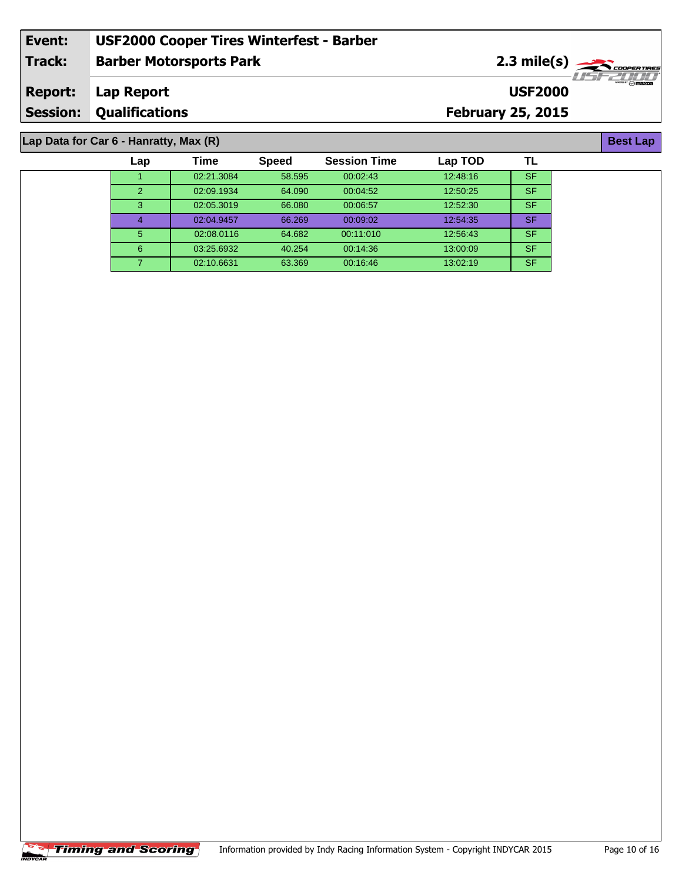| Event: | USF2000 Cooper Tires Winterfest - Barber | |
|---|---|---|
| Track: | Barber Motorsports Park | 2.3 mile(s) |
| Report: | Lap Report | USF2000 |
| Session: | Qualifications | February 25, 2015 |

**Lap Data for Car 6 - Hanratty, Max (R)** — **Best Lap**

| Lap | Time | Speed | Session Time | Lap TOD | TL |
|---|---|---|---|---|---|
| 1 | 02:21.3084 | 58.595 | 00:02:43 | 12:48:16 | SF |
| 2 | 02:09.1934 | 64.090 | 00:04:52 | 12:50:25 | SF |
| 3 | 02:05.3019 | 66.080 | 00:06:57 | 12:52:30 | SF |
| 4 | 02:04.9457 | 66.269 | 00:09:02 | 12:54:35 | SF |
| 5 | 02:08.0116 | 64.682 | 00:11:010 | 12:56:43 | SF |
| 6 | 03:25.6932 | 40.254 | 00:14:36 | 13:00:09 | SF |
| 7 | 02:10.6631 | 63.369 | 00:16:46 | 13:02:19 | SF |

Timing and Scoring — Information provided by Indy Racing Information System - Copyright INDYCAR 2015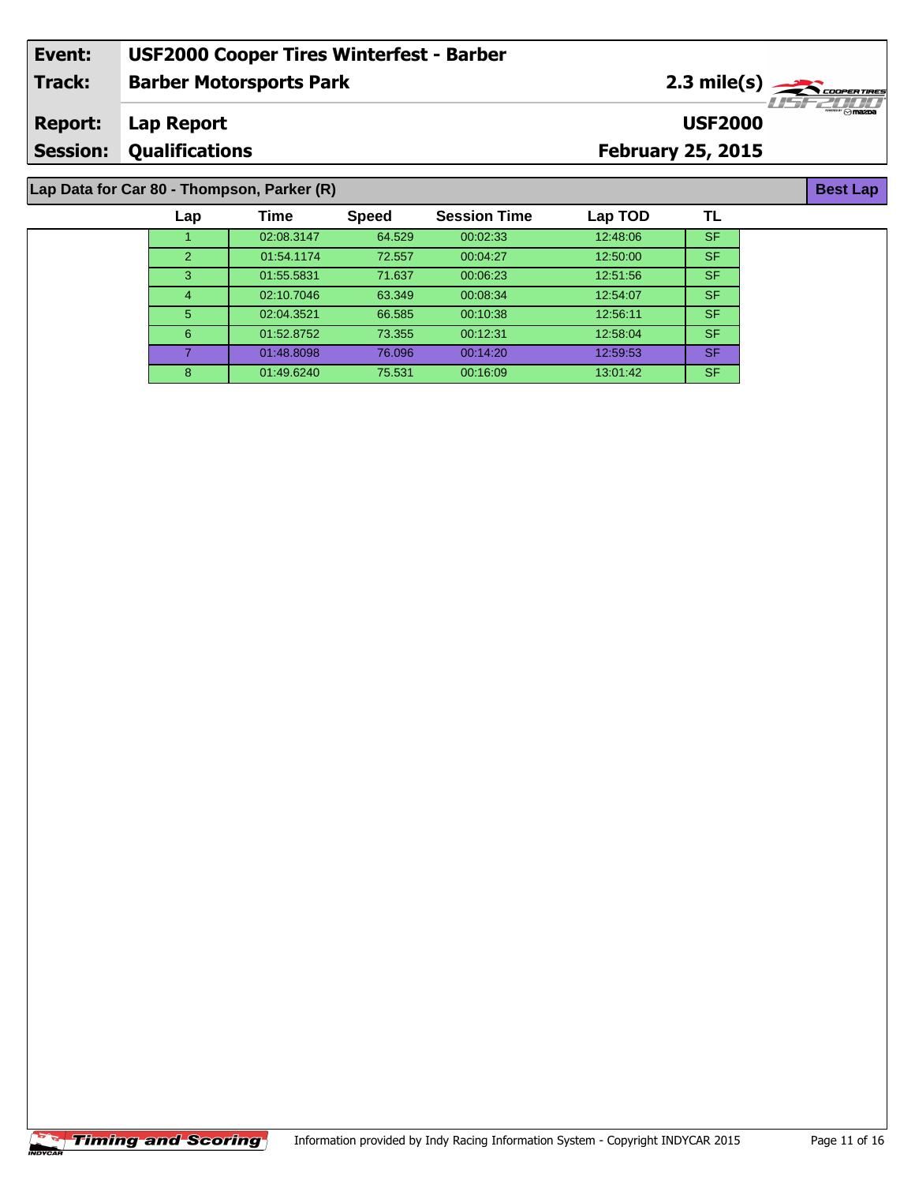| | |
|---|---|
| **Event:** | **USF2000 Cooper Tires Winterfest - Barber** |
| **Track:** | **Barber Motorsports Park** |
| **Report:** | **Lap Report** |
| **Session:** | **Qualifications** |

**2.3 mile(s)**

**USF2000**

**February 25, 2015**

## Lap Data for Car 80 - Thompson, Parker (R)

**Best Lap**

| Lap | Time | Speed | Session Time | Lap TOD | TL |
|---|---|---|---|---|---|
| 1 | 02:08.3147 | 64.529 | 00:02:33 | 12:48:06 | SF |
| 2 | 01:54.1174 | 72.557 | 00:04:27 | 12:50:00 | SF |
| 3 | 01:55.5831 | 71.637 | 00:06:23 | 12:51:56 | SF |
| 4 | 02:10.7046 | 63.349 | 00:08:34 | 12:54:07 | SF |
| 5 | 02:04.3521 | 66.585 | 00:10:38 | 12:56:11 | SF |
| 6 | 01:52.8752 | 73.355 | 00:12:31 | 12:58:04 | SF |
| 7 | 01:48.8098 | 76.096 | 00:14:20 | 12:59:53 | SF |
| 8 | 01:49.6240 | 75.531 | 00:16:09 | 13:01:42 | SF |

Timing and Scoring

Information provided by Indy Racing Information System - Copyright INDYCAR 2015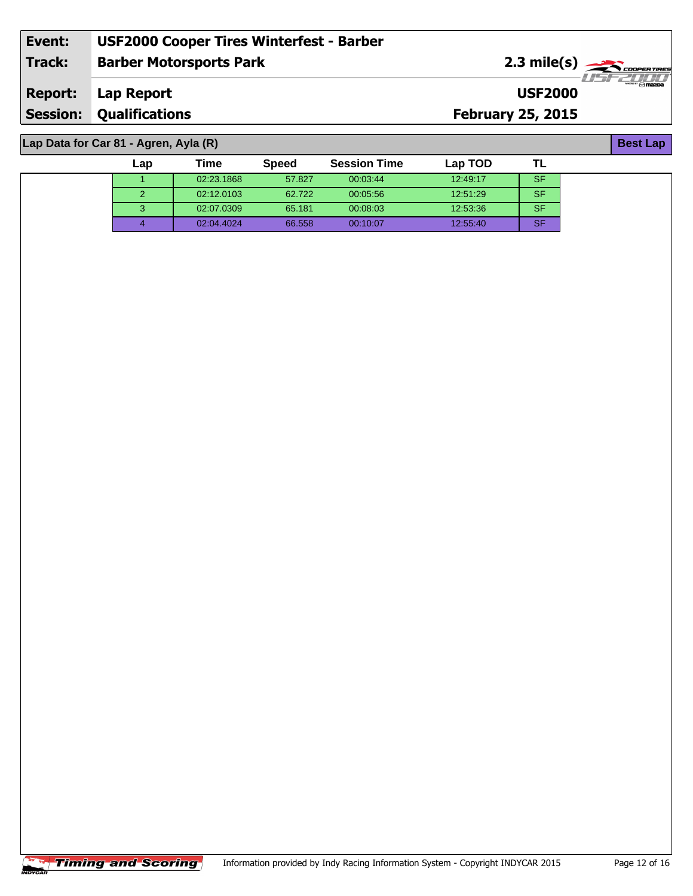| | |
|---|---|
| **Event:** | **USF2000 Cooper Tires Winterfest - Barber** |
| **Track:** | **Barber Motorsports Park** — 2.3 mile(s) |
| **Report:** | **Lap Report** — USF2000 |
| **Session:** | **Qualifications** — February 25, 2015 |

## Lap Data for Car 81 - Agren, Ayla (R)

**Best Lap**

| Lap | Time | Speed | Session Time | Lap TOD | TL |
|---|---|---|---|---|---|
| 1 | 02:23.1868 | 57.827 | 00:03:44 | 12:49:17 | SF |
| 2 | 02:12.0103 | 62.722 | 00:05:56 | 12:51:29 | SF |
| 3 | 02:07.0309 | 65.181 | 00:08:03 | 12:53:36 | SF |
| 4 | 02:04.4024 | 66.558 | 00:10:07 | 12:55:40 | SF |

Information provided by Indy Racing Information System - Copyright INDYCAR 2015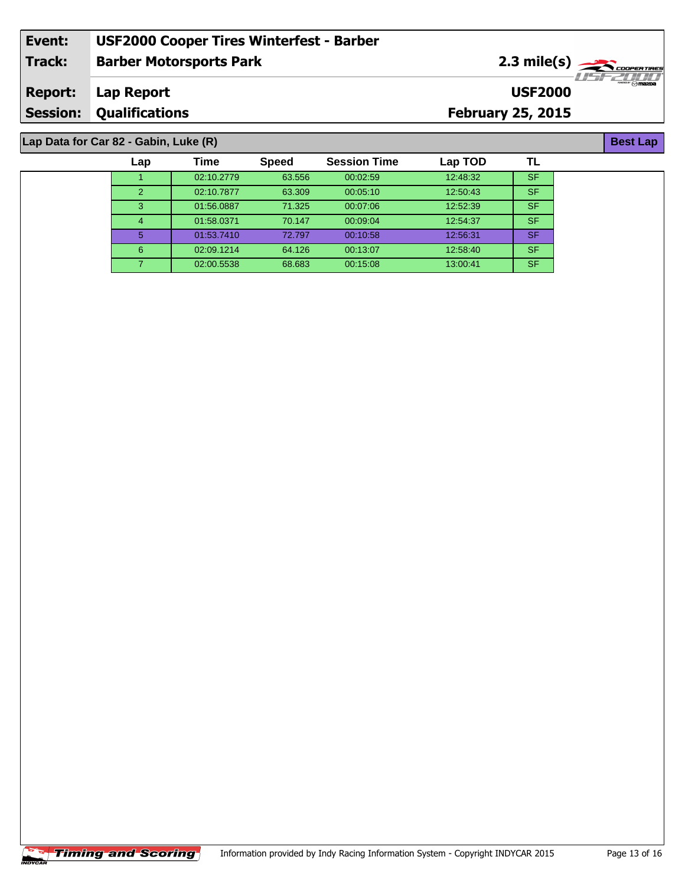| Event: | USF2000 Cooper Tires Winterfest - Barber | |
|---|---|---|
| Track: | Barber Motorsports Park | 2.3 mile(s) |
| Report: | Lap Report | USF2000 |
| Session: | Qualifications | February 25, 2015 |

**Lap Data for Car 82 - Gabin, Luke (R)** — **Best Lap**

| Lap | Time | Speed | Session Time | Lap TOD | TL |
|---|---|---|---|---|---|
| 1 | 02:10.2779 | 63.556 | 00:02:59 | 12:48:32 | SF |
| 2 | 02:10.7877 | 63.309 | 00:05:10 | 12:50:43 | SF |
| 3 | 01:56.0887 | 71.325 | 00:07:06 | 12:52:39 | SF |
| 4 | 01:58.0371 | 70.147 | 00:09:04 | 12:54:37 | SF |
| 5 | 01:53.7410 | 72.797 | 00:10:58 | 12:56:31 | SF |
| 6 | 02:09.1214 | 64.126 | 00:13:07 | 12:58:40 | SF |
| 7 | 02:00.5538 | 68.683 | 00:15:08 | 13:00:41 | SF |

Timing and Scoring

Information provided by Indy Racing Information System - Copyright INDYCAR 2015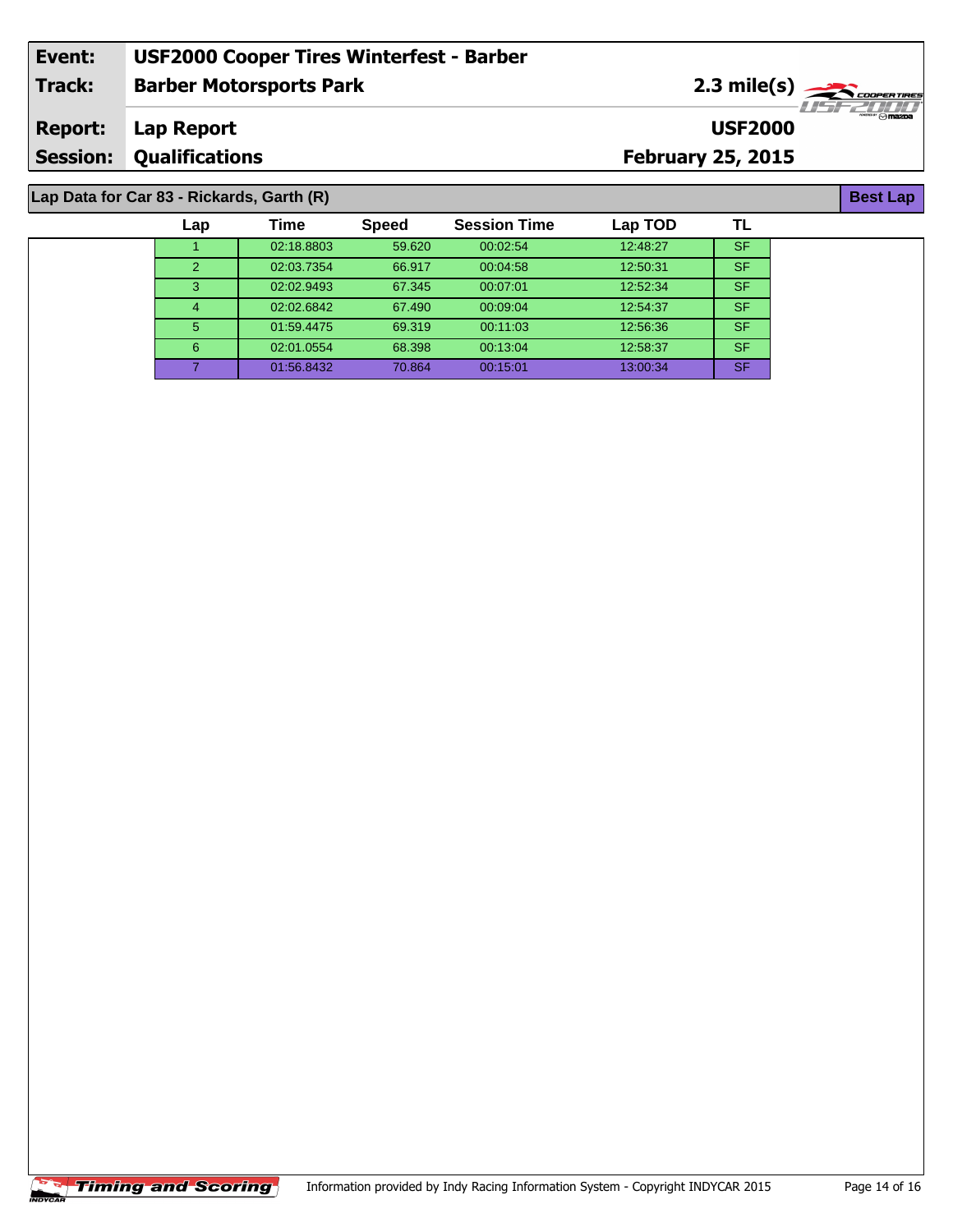| Event: | USF2000 Cooper Tires Winterfest - Barber | |
|---|---|---|
| Track: | Barber Motorsports Park | 2.3 mile(s) |
| Report: | Lap Report | USF2000 |
| Session: | Qualifications | February 25, 2015 |

**Lap Data for Car 83 - Rickards, Garth (R)** — **Best Lap**

| Lap | Time | Speed | Session Time | Lap TOD | TL |
|---|---|---|---|---|---|
| 1 | 02:18.8803 | 59.620 | 00:02:54 | 12:48:27 | SF |
| 2 | 02:03.7354 | 66.917 | 00:04:58 | 12:50:31 | SF |
| 3 | 02:02.9493 | 67.345 | 00:07:01 | 12:52:34 | SF |
| 4 | 02:02.6842 | 67.490 | 00:09:04 | 12:54:37 | SF |
| 5 | 01:59.4475 | 69.319 | 00:11:03 | 12:56:36 | SF |
| 6 | 02:01.0554 | 68.398 | 00:13:04 | 12:58:37 | SF |
| 7 | 01:56.8432 | 70.864 | 00:15:01 | 13:00:34 | SF |

Timing and Scoring — Information provided by Indy Racing Information System - Copyright INDYCAR 2015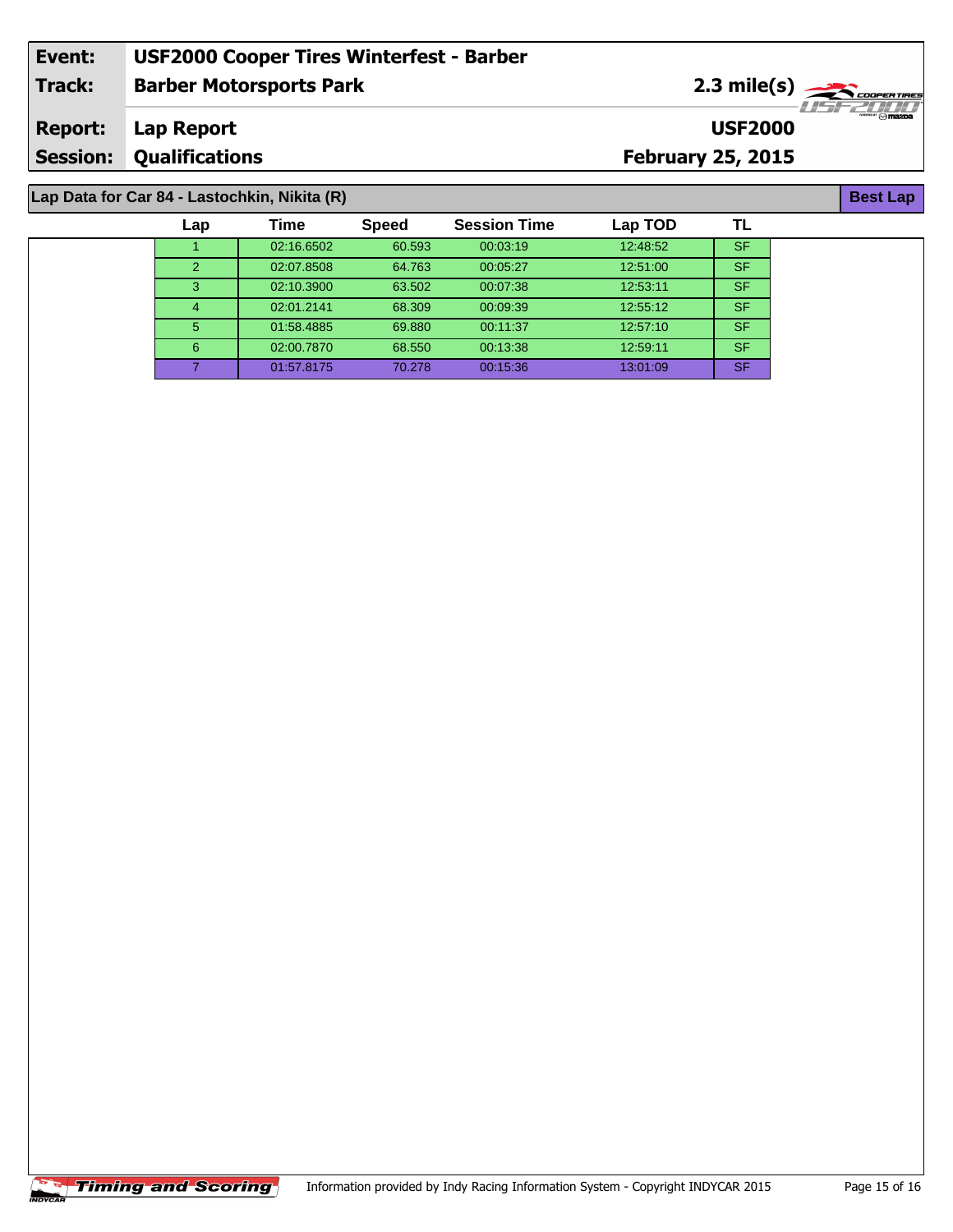| Event: | USF2000 Cooper Tires Winterfest - Barber | |
|---|---|---|
| Track: | Barber Motorsports Park | 2.3 mile(s) |
| Report: | Lap Report | USF2000 |
| Session: | Qualifications | February 25, 2015 |

## Lap Data for Car 84 - Lastochkin, Nikita (R)

**Best Lap**

| Lap | Time | Speed | Session Time | Lap TOD | TL |
|---|---|---|---|---|---|
| 1 | 02:16.6502 | 60.593 | 00:03:19 | 12:48:52 | SF |
| 2 | 02:07.8508 | 64.763 | 00:05:27 | 12:51:00 | SF |
| 3 | 02:10.3900 | 63.502 | 00:07:38 | 12:53:11 | SF |
| 4 | 02:01.2141 | 68.309 | 00:09:39 | 12:55:12 | SF |
| 5 | 01:58.4885 | 69.880 | 00:11:37 | 12:57:10 | SF |
| 6 | 02:00.7870 | 68.550 | 00:13:38 | 12:59:11 | SF |
| 7 | 01:57.8175 | 70.278 | 00:15:36 | 13:01:09 | SF |

Timing and Scoring

Information provided by Indy Racing Information System - Copyright INDYCAR 2015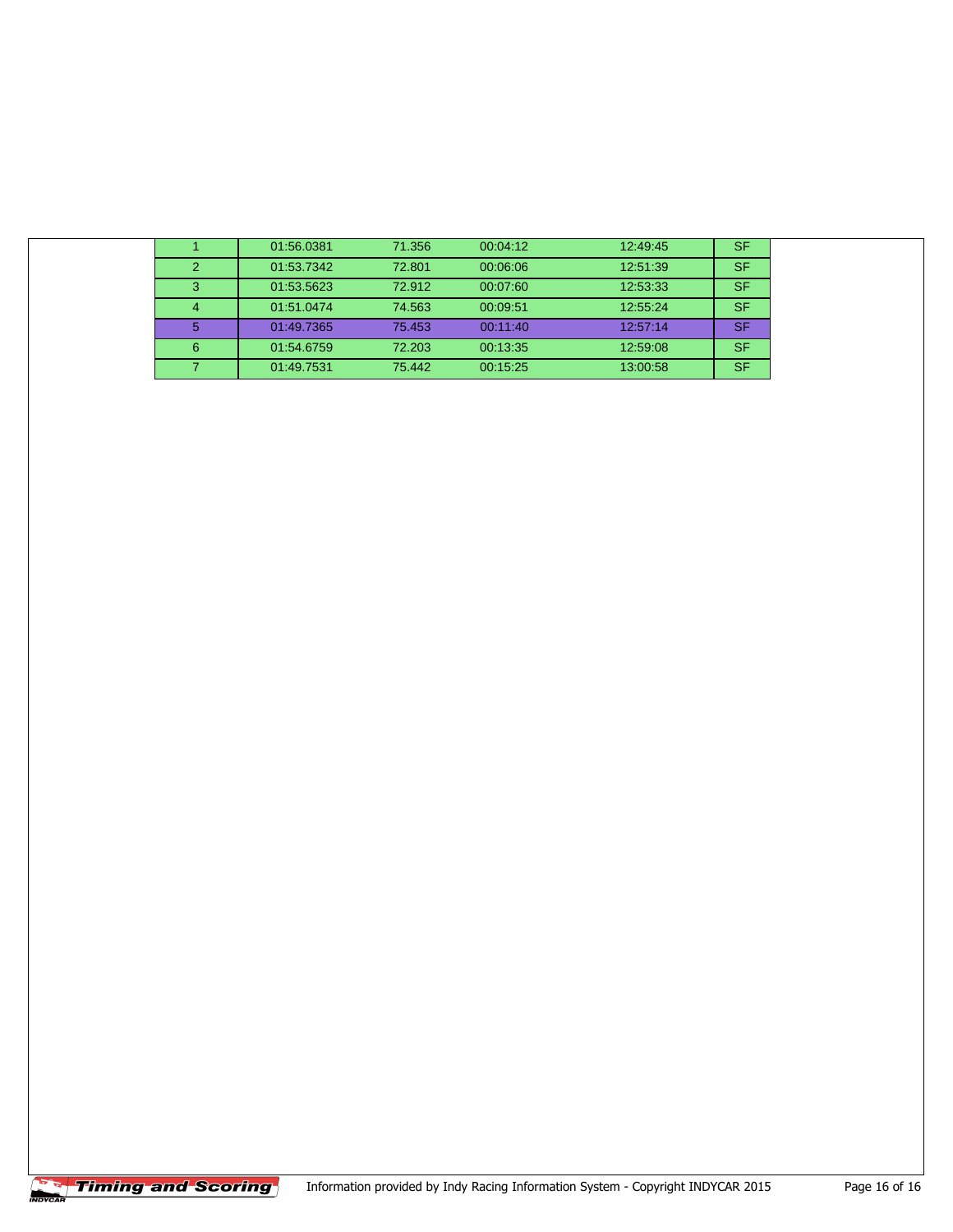| | | | | | |
|---|---|---|---|---|---|
| 1 | 01:56.0381 | 71.356 | 00:04:12 | 12:49:45 | SF |
| 2 | 01:53.7342 | 72.801 | 00:06:06 | 12:51:39 | SF |
| 3 | 01:53.5623 | 72.912 | 00:07:60 | 12:53:33 | SF |
| 4 | 01:51.0474 | 74.563 | 00:09:51 | 12:55:24 | SF |
| 5 | 01:49.7365 | 75.453 | 00:11:40 | 12:57:14 | SF |
| 6 | 01:54.6759 | 72.203 | 00:13:35 | 12:59:08 | SF |
| 7 | 01:49.7531 | 75.442 | 00:15:25 | 13:00:58 | SF |

Timing and Scoring

Information provided by Indy Racing Information System - Copyright INDYCAR 2015